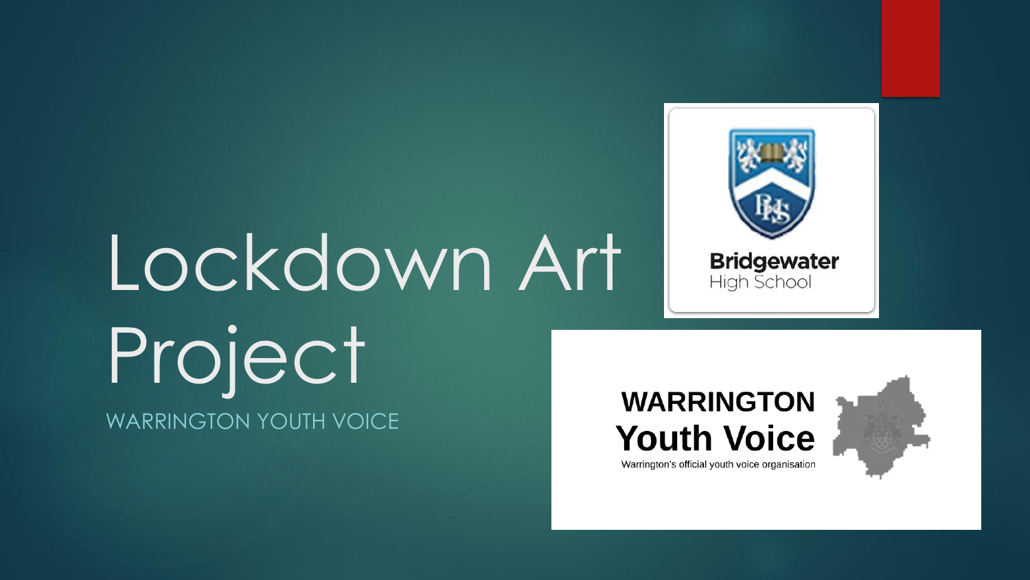# Lockdown Art Project

WARRINGTON YOUTH VOICE

Bridgewater High School

WARRINGTON Youth Voice

Warrington's official youth voice organisation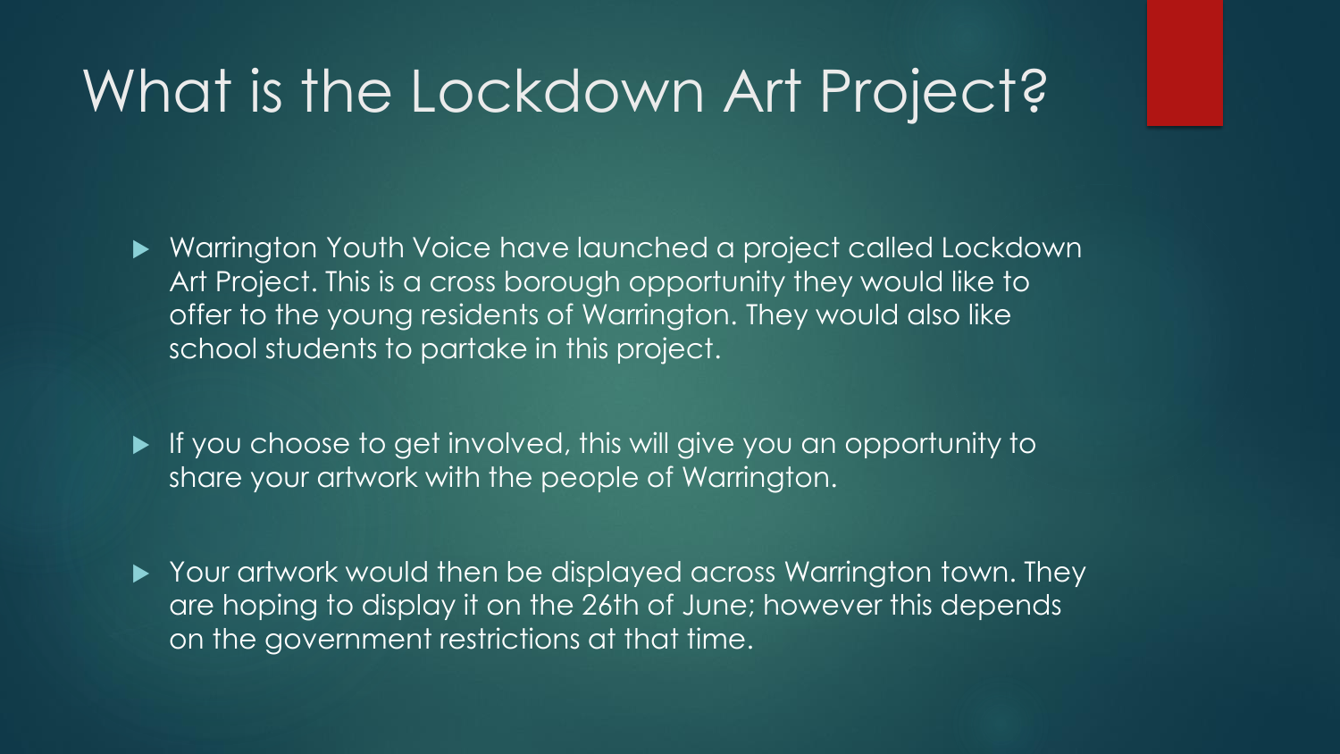# What is the Lockdown Art Project?

- Warrington Youth Voice have launched a project called Lockdown Art Project. This is a cross borough opportunity they would like to offer to the young residents of Warrington. They would also like school students to partake in this project.
- If you choose to get involved, this will give you an opportunity to share your artwork with the people of Warrington.
- Your artwork would then be displayed across Warrington town. They are hoping to display it on the 26th of June; however this depends on the government restrictions at that time.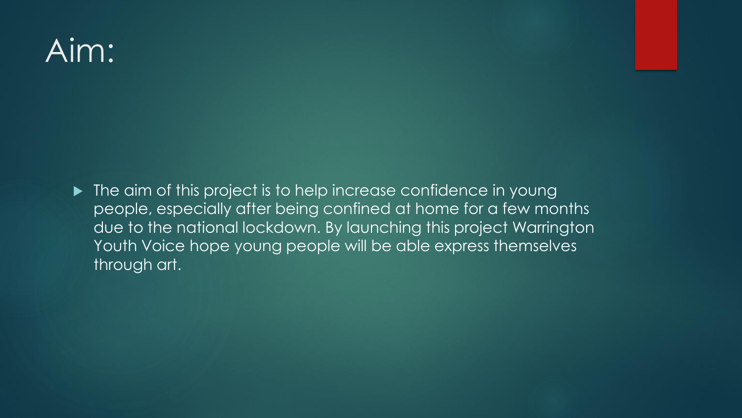# Aim:

- The aim of this project is to help increase confidence in young people, especially after being confined at home for a few months due to the national lockdown. By launching this project Warrington Youth Voice hope young people will be able express themselves through art.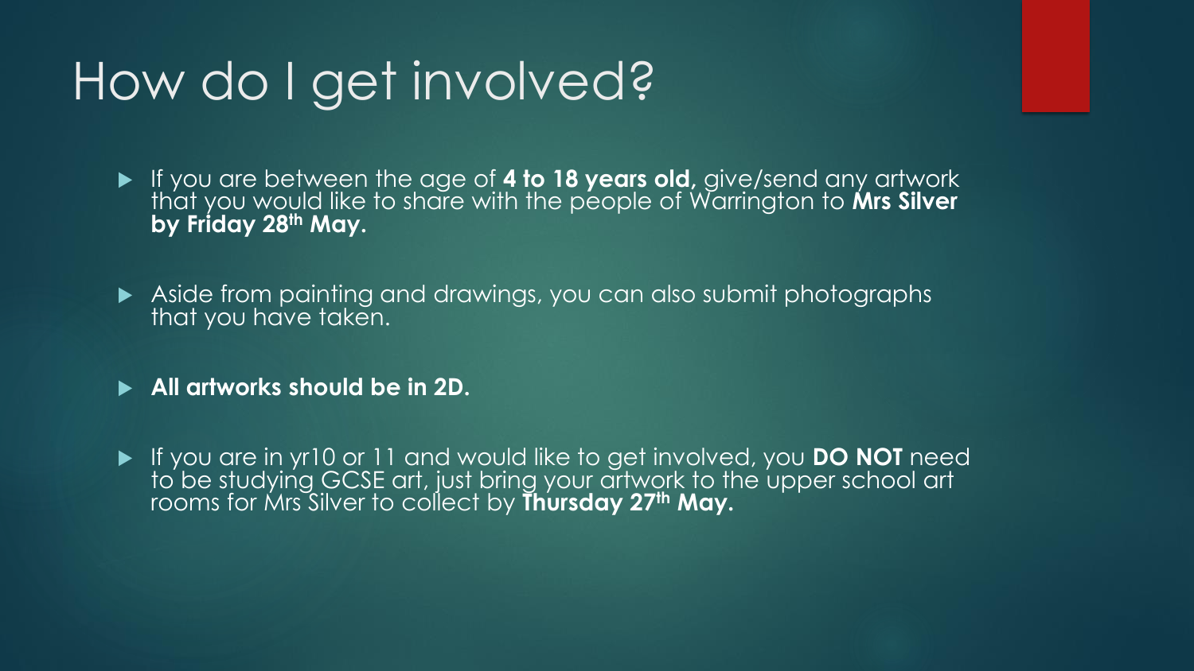# How do I get involved?

- If you are between the age of **4 to 18 years old,** give/send any artwork that you would like to share with the people of Warrington to **Mrs Silver by Friday 28th May.**

- Aside from painting and drawings, you can also submit photographs that you have taken.

- **All artworks should be in 2D.**

- If you are in yr10 or 11 and would like to get involved, you **DO NOT** need to be studying GCSE art, just bring your artwork to the upper school art rooms for Mrs Silver to collect by **Thursday 27th May.**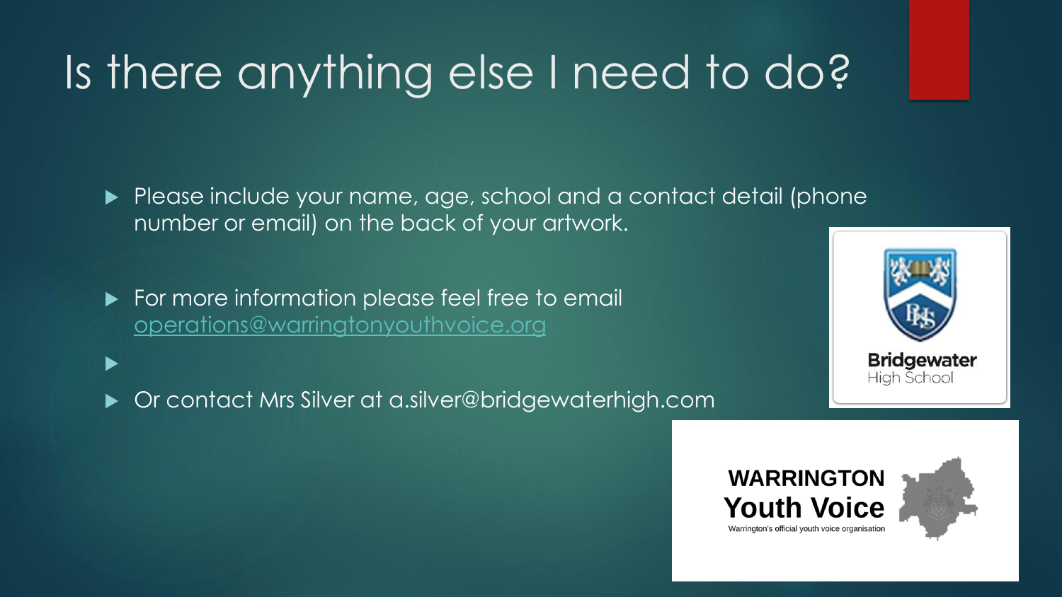# Is there anything else I need to do?

- Please include your name, age, school and a contact detail (phone number or email) on the back of your artwork.
- For more information please feel free to email operations@warringtonyouthvoice.org
- Or contact Mrs Silver at a.silver@bridgewaterhigh.com

Bridgewater High School

WARRINGTON Youth Voice

Warrington's official youth voice organisation